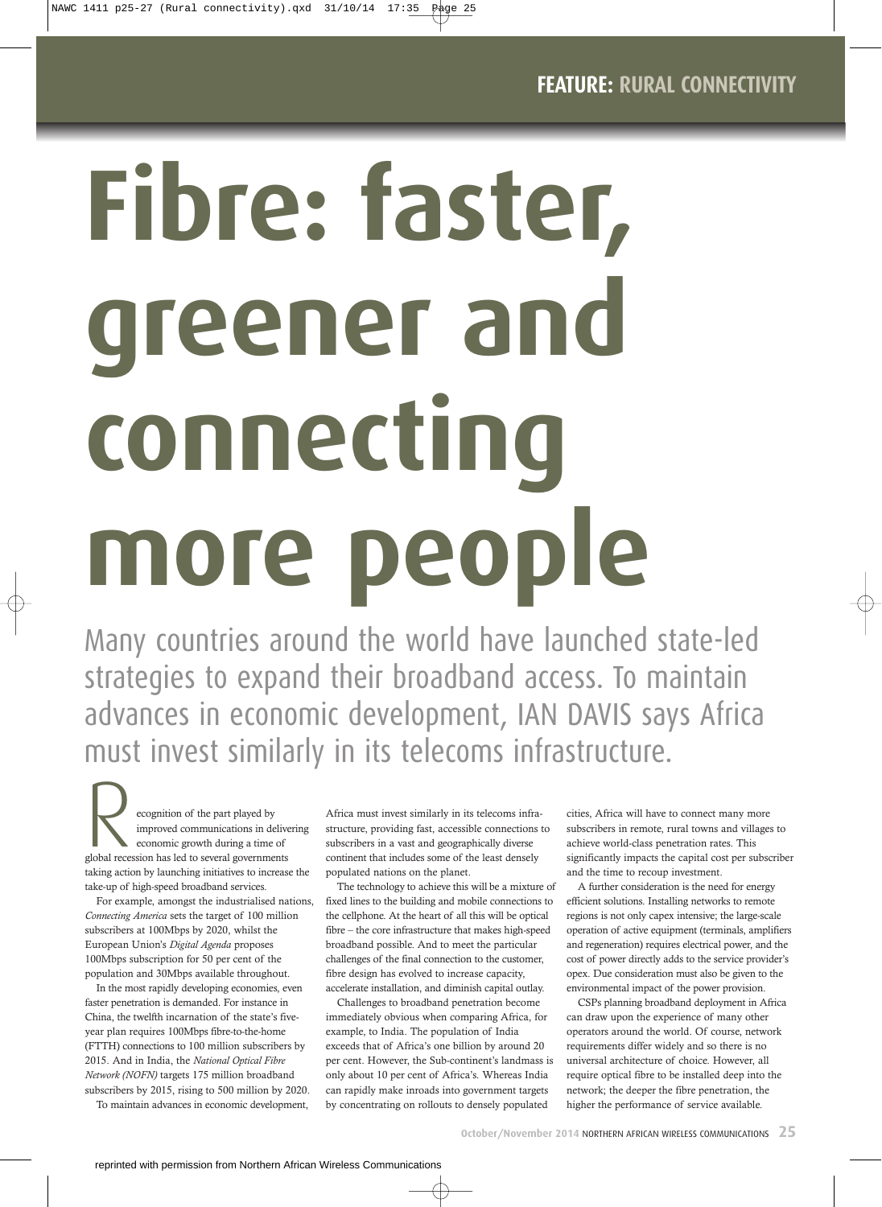FEATURE: RURAL CONNECTIVITY

# Fibre: faster, greener and connecting more people

Many countries around the world have launched state-led strategies to expand their broadband access. To maintain advances in economic development, IAN DAVIS says Africa must invest similarly in its telecoms infrastructure.

Recognition of the part played by improved communications in delivering economic growth during a time of global recession has led to several governments taking action by launching initiatives to increase the take-up of high-speed broadband services.

For example, amongst the industrialised nations, *Connecting America* sets the target of 100 million subscribers at 100Mbps by 2020, whilst the European Union's *Digital Agenda* proposes 100Mbps subscription for 50 per cent of the population and 30Mbps available throughout.

In the most rapidly developing economies, even faster penetration is demanded. For instance in China, the twelfth incarnation of the state's five-year plan requires 100Mbps fibre-to-the-home (FTTH) connections to 100 million subscribers by 2015. And in India, the *National Optical Fibre Network (NOFN)* targets 175 million broadband subscribers by 2015, rising to 500 million by 2020.

To maintain advances in economic development, Africa must invest similarly in its telecoms infrastructure, providing fast, accessible connections to subscribers in a vast and geographically diverse continent that includes some of the least densely populated nations on the planet.

The technology to achieve this will be a mixture of fixed lines to the building and mobile connections to the cellphone. At the heart of all this will be optical fibre – the core infrastructure that makes high-speed broadband possible. And to meet the particular challenges of the final connection to the customer, fibre design has evolved to increase capacity, accelerate installation, and diminish capital outlay.

Challenges to broadband penetration become immediately obvious when comparing Africa, for example, to India. The population of India exceeds that of Africa's one billion by around 20 per cent. However, the Sub-continent's landmass is only about 10 per cent of Africa's. Whereas India can rapidly make inroads into government targets by concentrating on rollouts to densely populated cities, Africa will have to connect many more subscribers in remote, rural towns and villages to achieve world-class penetration rates. This significantly impacts the capital cost per subscriber and the time to recoup investment.

A further consideration is the need for energy efficient solutions. Installing networks to remote regions is not only capex intensive; the large-scale operation of active equipment (terminals, amplifiers and regeneration) requires electrical power, and the cost of power directly adds to the service provider's opex. Due consideration must also be given to the environmental impact of the power provision.

CSPs planning broadband deployment in Africa can draw upon the experience of many other operators around the world. Of course, network requirements differ widely and so there is no universal architecture of choice. However, all require optical fibre to be installed deep into the network; the deeper the fibre penetration, the higher the performance of service available.

reprinted with permission from Northern African Wireless Communications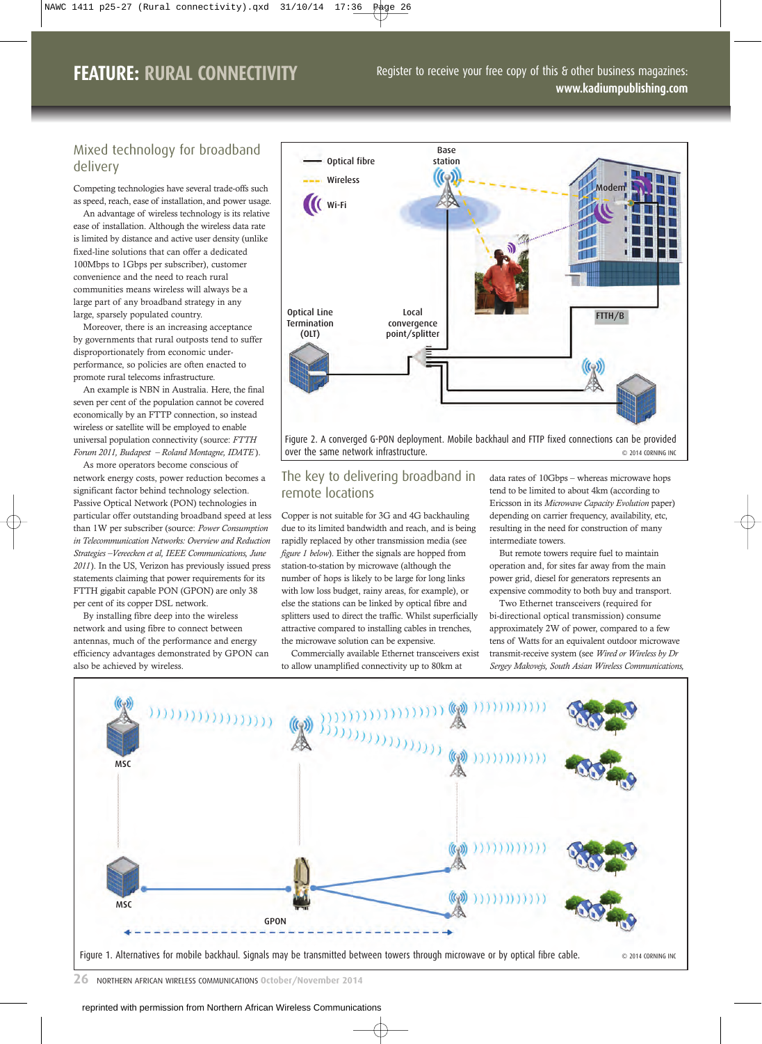## Mixed technology for broadband delivery

Competing technologies have several trade-offs such as speed, reach, ease of installation, and power usage.

An advantage of wireless technology is its relative ease of installation. Although the wireless data rate is limited by distance and active user density (unlike fixed-line solutions that can offer a dedicated 100Mbps to 1Gbps per subscriber), customer convenience and the need to reach rural communities means wireless will always be a large part of any broadband strategy in any large, sparsely populated country.

Moreover, there is an increasing acceptance by governments that rural outposts tend to suffer disproportionately from economic under-performance, so policies are often enacted to promote rural telecoms infrastructure.

An example is NBN in Australia. Here, the final seven per cent of the population cannot be covered economically by an FTTP connection, so instead wireless or satellite will be employed to enable universal population connectivity (source: *FTTH Forum 2011, Budapest – Roland Montagne, IDATE*).

As more operators become conscious of network energy costs, power reduction becomes a significant factor behind technology selection. Passive Optical Network (PON) technologies in particular offer outstanding broadband speed at less than 1W per subscriber (source: *Power Consumption in Telecommunication Networks: Overview and Reduction Strategies –Vereecken et al, IEEE Communications, June 2011*). In the US, Verizon has previously issued press statements claiming that power requirements for its FTTH gigabit capable PON (GPON) are only 38 per cent of its copper DSL network.

By installing fibre deep into the wireless network and using fibre to connect between antennas, much of the performance and energy efficiency advantages demonstrated by GPON can also be achieved by wireless.

Figure 2. A converged G-PON deployment. Mobile backhaul and FTTP fixed connections can be provided over the same network infrastructure. © 2014 CORNING INC

## The key to delivering broadband in remote locations

Copper is not suitable for 3G and 4G backhauling due to its limited bandwidth and reach, and is being rapidly replaced by other transmission media (see *figure 1 below*). Either the signals are hopped from station-to-station by microwave (although the number of hops is likely to be large for long links with low loss budget, rainy areas, for example), or else the stations can be linked by optical fibre and splitters used to direct the traffic. Whilst superficially attractive compared to installing cables in trenches, the microwave solution can be expensive.

Commercially available Ethernet transceivers exist to allow unamplified connectivity up to 80km at data rates of 10Gbps – whereas microwave hops tend to be limited to about 4km (according to Ericsson in its *Microwave Capacity Evolution* paper) depending on carrier frequency, availability, etc, resulting in the need for construction of many intermediate towers.

But remote towers require fuel to maintain operation and, for sites far away from the main power grid, diesel for generators represents an expensive commodity to both buy and transport.

Two Ethernet transceivers (required for bi-directional optical transmission) consume approximately 2W of power, compared to a few tens of Watts for an equivalent outdoor microwave transmit-receive system (see *Wired or Wireless by Dr Sergey Makovejs, South Asian Wireless Communications,*

Figure 1. Alternatives for mobile backhaul. Signals may be transmitted between towers through microwave or by optical fibre cable. © 2014 CORNING INC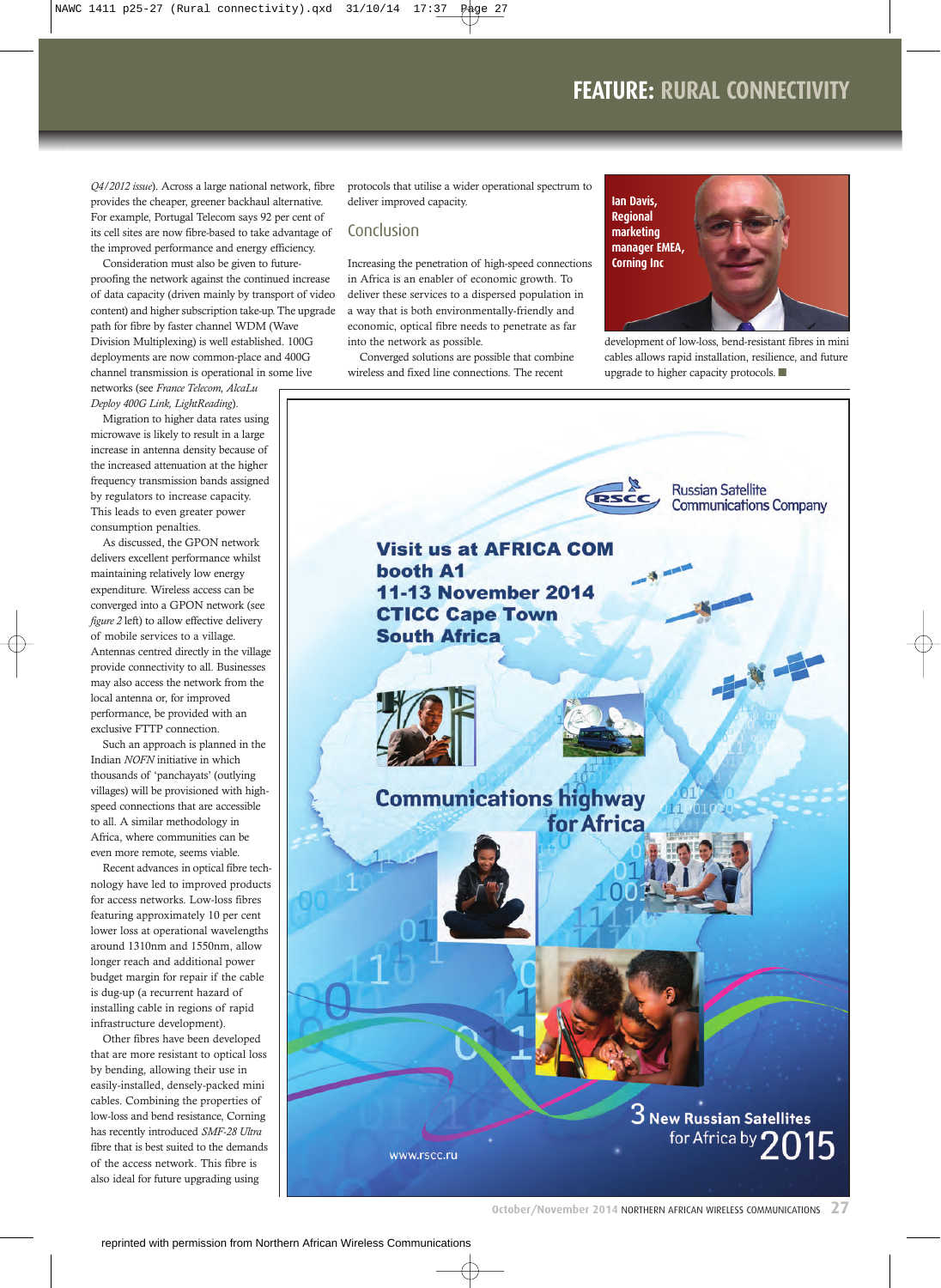*Q4/2012 issue*). Across a large national network, fibre provides the cheaper, greener backhaul alternative. For example, Portugal Telecom says 92 per cent of its cell sites are now fibre-based to take advantage of the improved performance and energy efficiency.

Consideration must also be given to future-proofing the network against the continued increase of data capacity (driven mainly by transport of video content) and higher subscription take-up. The upgrade path for fibre by faster channel WDM (Wave Division Multiplexing) is well established. 100G deployments are now common-place and 400G channel transmission is operational in some live networks (see *France Telecom, AlcaLu Deploy 400G Link, LightReading*).

Migration to higher data rates using microwave is likely to result in a large increase in antenna density because of the increased attenuation at the higher frequency transmission bands assigned by regulators to increase capacity. This leads to even greater power consumption penalties.

As discussed, the GPON network delivers excellent performance whilst maintaining relatively low energy expenditure. Wireless access can be converged into a GPON network (see *figure 2* left) to allow effective delivery of mobile services to a village. Antennas centred directly in the village provide connectivity to all. Businesses may also access the network from the local antenna or, for improved performance, be provided with an exclusive FTTP connection.

Such an approach is planned in the Indian *NOFN* initiative in which thousands of 'panchayats' (outlying villages) will be provisioned with high-speed connections that are accessible to all. A similar methodology in Africa, where communities can be even more remote, seems viable.

Recent advances in optical fibre technology have led to improved products for access networks. Low-loss fibres featuring approximately 10 per cent lower loss at operational wavelengths around 1310nm and 1550nm, allow longer reach and additional power budget margin for repair if the cable is dug-up (a recurrent hazard of installing cable in regions of rapid infrastructure development).

Other fibres have been developed that are more resistant to optical loss by bending, allowing their use in easily-installed, densely-packed mini cables. Combining the properties of low-loss and bend resistance, Corning has recently introduced *SMF-28 Ultra* fibre that is best suited to the demands of the access network. This fibre is also ideal for future upgrading using protocols that utilise a wider operational spectrum to deliver improved capacity.

## Conclusion

Increasing the penetration of high-speed connections in Africa is an enabler of economic growth. To deliver these services to a dispersed population in a way that is both environmentally-friendly and economic, optical fibre needs to penetrate as far into the network as possible.

Converged solutions are possible that combine wireless and fixed line connections. The recent development of low-loss, bend-resistant fibres in mini cables allows rapid installation, resilience, and future upgrade to higher capacity protocols. ■

**Ian Davis, Regional marketing manager EMEA, Corning Inc**

reprinted with permission from Northern African Wireless Communications